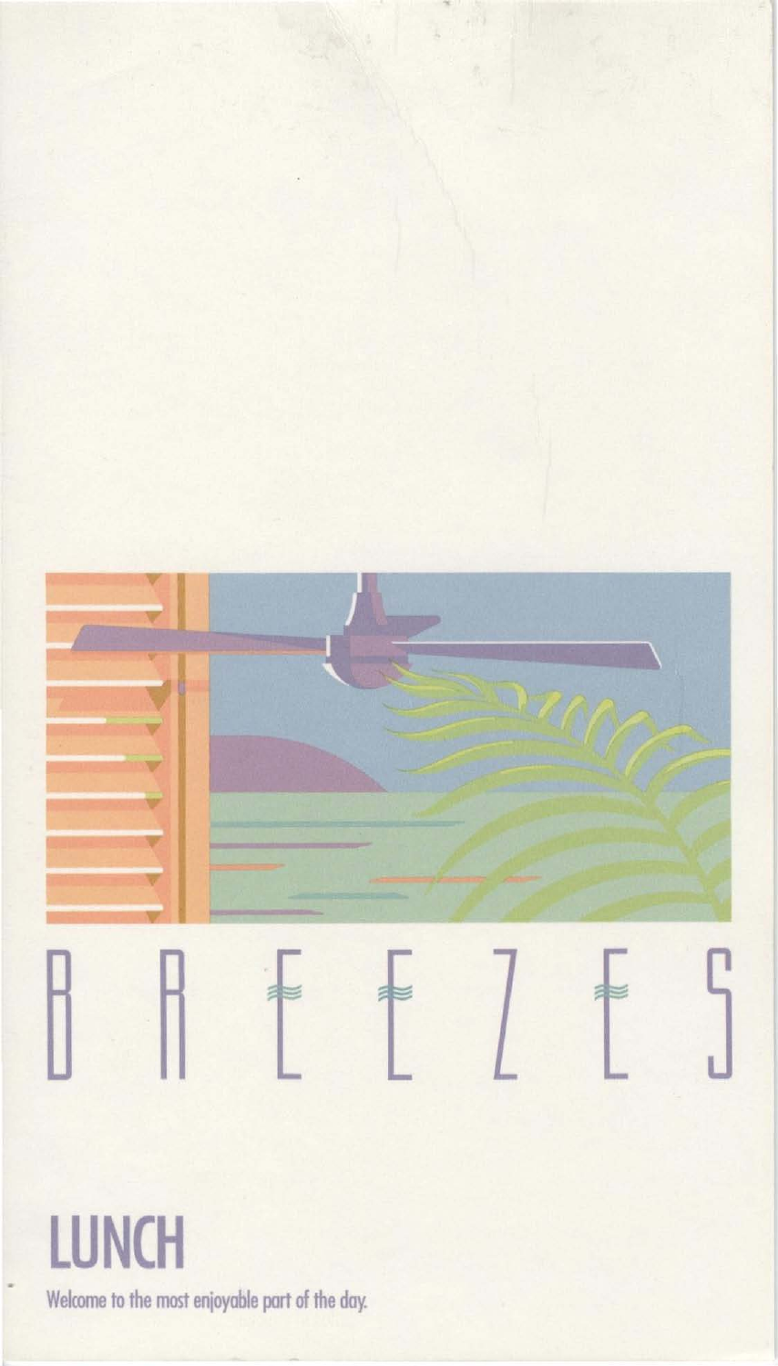# BREEZES

## LUNCH

Welcome to the most enjoyable part of the day.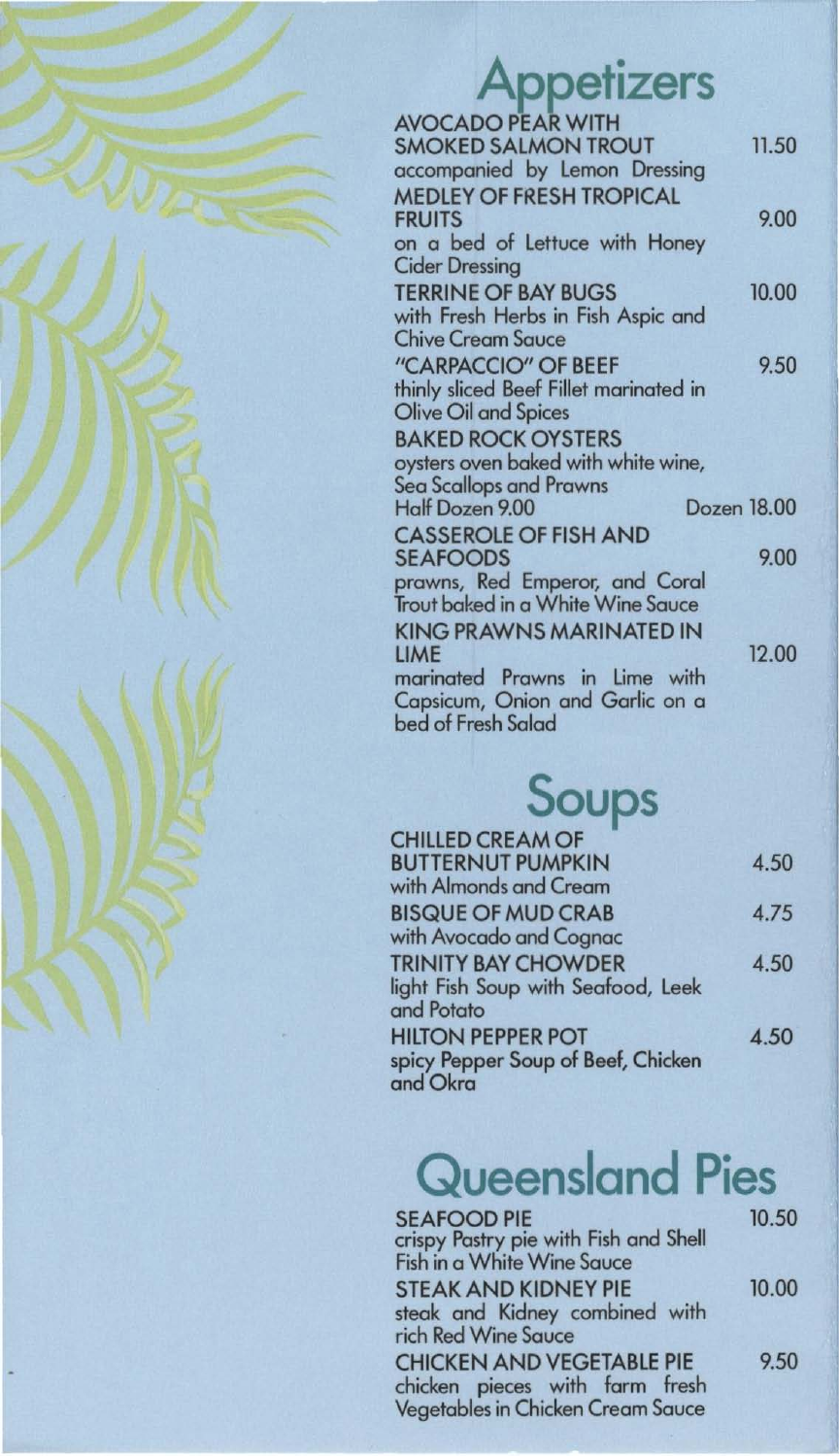# Appetizers

**AVOCADO PEAR WITH SMOKED SALMON TROUT** 11.50
accompanied by Lemon Dressing

**MEDLEY OF FRESH TROPICAL FRUITS** 9.00
on a bed of Lettuce with Honey Cider Dressing

**TERRINE OF BAY BUGS** 10.00
with Fresh Herbs in Fish Aspic and Chive Cream Sauce

**"CARPACCIO" OF BEEF** 9.50
thinly sliced Beef Fillet marinated in Olive Oil and Spices

**BAKED ROCK OYSTERS**
oysters oven baked with white wine, Sea Scallops and Prawns
Half Dozen 9.00 Dozen 18.00

**CASSEROLE OF FISH AND SEAFOODS** 9.00
prawns, Red Emperor, and Coral Trout baked in a White Wine Sauce

**KING PRAWNS MARINATED IN LIME** 12.00
marinated Prawns in Lime with Capsicum, Onion and Garlic on a bed of Fresh Salad

# Soups

**CHILLED CREAM OF BUTTERNUT PUMPKIN** 4.50
with Almonds and Cream

**BISQUE OF MUD CRAB** 4.75
with Avocado and Cognac

**TRINITY BAY CHOWDER** 4.50
light Fish Soup with Seafood, Leek and Potato

**HILTON PEPPER POT** 4.50
spicy Pepper Soup of Beef, Chicken and Okra

# Queensland Pies

**SEAFOOD PIE** 10.50
crispy Pastry pie with Fish and Shell Fish in a White Wine Sauce

**STEAK AND KIDNEY PIE** 10.00
steak and Kidney combined with rich Red Wine Sauce

**CHICKEN AND VEGETABLE PIE** 9.50
chicken pieces with farm fresh Vegetables in Chicken Cream Sauce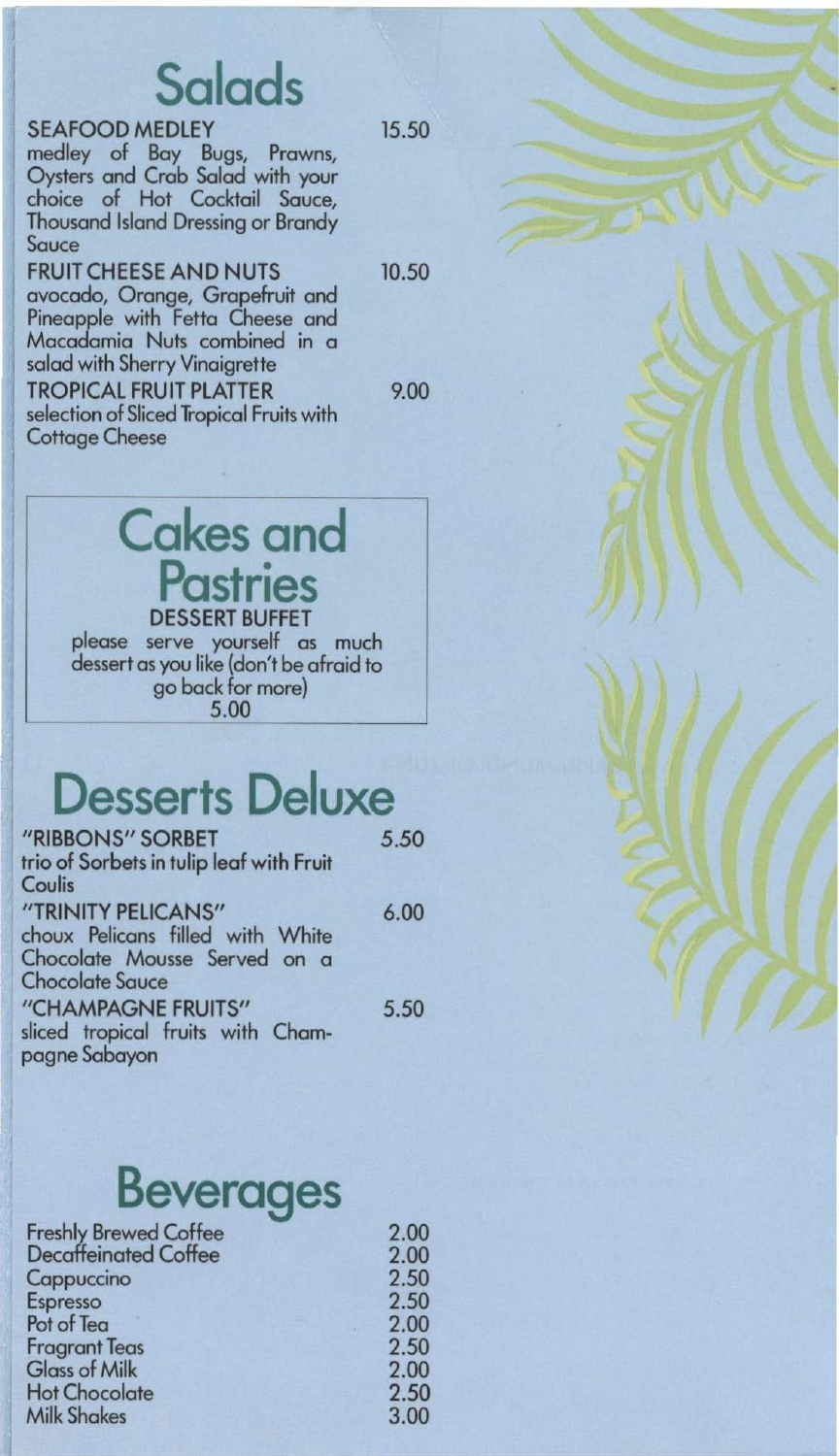# Salads

**SEAFOOD MEDLEY** 15.50
medley of Bay Bugs, Prawns, Oysters and Crab Salad with your choice of Hot Cocktail Sauce, Thousand Island Dressing or Brandy Sauce

**FRUIT CHEESE AND NUTS** 10.50
avocado, Orange, Grapefruit and Pineapple with Fetta Cheese and Macadamia Nuts combined in a salad with Sherry Vinaigrette

**TROPICAL FRUIT PLATTER** 9.00
selection of Sliced Tropical Fruits with Cottage Cheese

# Cakes and Pastries

**DESSERT BUFFET**
please serve yourself as much dessert as you like (don't be afraid to go back for more)
5.00

# Desserts Deluxe

**"RIBBONS" SORBET** 5.50
trio of Sorbets in tulip leaf with Fruit Coulis

**"TRINITY PELICANS"** 6.00
choux Pelicans filled with White Chocolate Mousse Served on a Chocolate Sauce

**"CHAMPAGNE FRUITS"** 5.50
sliced tropical fruits with Champagne Sabayon

# Beverages

| | |
|---|---|
| Freshly Brewed Coffee | 2.00 |
| Decaffeinated Coffee | 2.00 |
| Cappuccino | 2.50 |
| Espresso | 2.50 |
| Pot of Tea | 2.00 |
| Fragrant Teas | 2.50 |
| Glass of Milk | 2.00 |
| Hot Chocolate | 2.50 |
| Milk Shakes | 3.00 |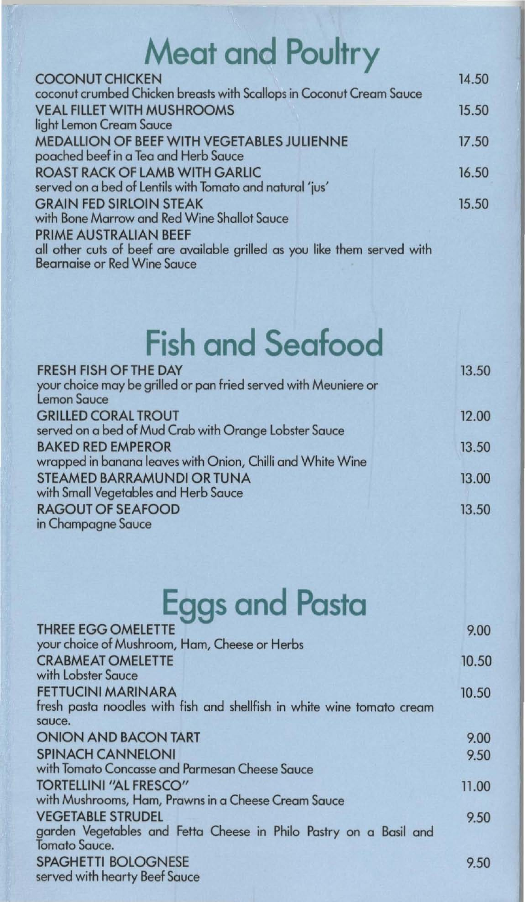# Meat and Poultry

**COCONUT CHICKEN** — 14.50
coconut crumbed Chicken breasts with Scallops in Coconut Cream Sauce

**VEAL FILLET WITH MUSHROOMS** — 15.50
light Lemon Cream Sauce

**MEDALLION OF BEEF WITH VEGETABLES JULIENNE** — 17.50
poached beef in a Tea and Herb Sauce

**ROAST RACK OF LAMB WITH GARLIC** — 16.50
served on a bed of Lentils with Tomato and natural 'jus'

**GRAIN FED SIRLOIN STEAK** — 15.50
with Bone Marrow and Red Wine Shallot Sauce

**PRIME AUSTRALIAN BEEF**
all other cuts of beef are available grilled as you like them served with Bearnaise or Red Wine Sauce

# Fish and Seafood

**FRESH FISH OF THE DAY** — 13.50
your choice may be grilled or pan fried served with Meuniere or Lemon Sauce

**GRILLED CORAL TROUT** — 12.00
served on a bed of Mud Crab with Orange Lobster Sauce

**BAKED RED EMPEROR** — 13.50
wrapped in banana leaves with Onion, Chilli and White Wine

**STEAMED BARRAMUNDI OR TUNA** — 13.00
with Small Vegetables and Herb Sauce

**RAGOUT OF SEAFOOD** — 13.50
in Champagne Sauce

# Eggs and Pasta

**THREE EGG OMELETTE** — 9.00
your choice of Mushroom, Ham, Cheese or Herbs

**CRABMEAT OMELETTE** — 10.50
with Lobster Sauce

**FETTUCINI MARINARA** — 10.50
fresh pasta noodles with fish and shellfish in white wine tomato cream sauce.

**ONION AND BACON TART** — 9.00

**SPINACH CANNELONI** — 9.50
with Tomato Concasse and Parmesan Cheese Sauce

**TORTELLINI "AL FRESCO"** — 11.00
with Mushrooms, Ham, Prawns in a Cheese Cream Sauce

**VEGETABLE STRUDEL** — 9.50
garden Vegetables and Fetta Cheese in Philo Pastry on a Basil and Tomato Sauce.

**SPAGHETTI BOLOGNESE** — 9.50
served with hearty Beef Sauce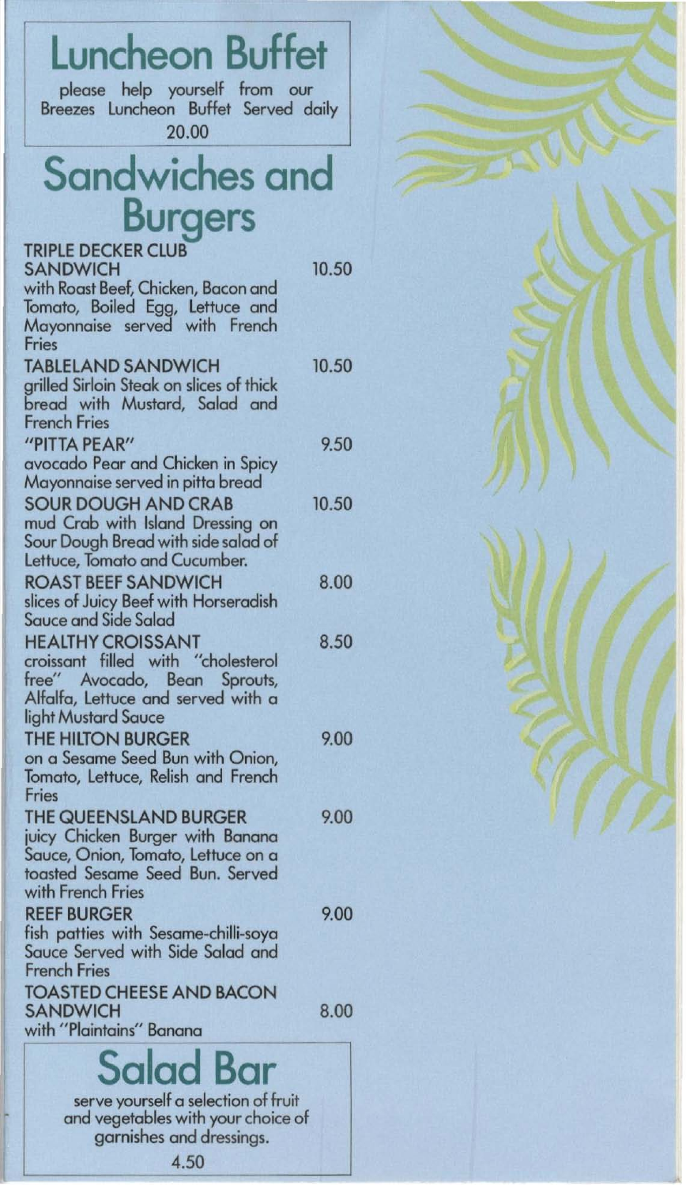# Luncheon Buffet

please help yourself from our Breezes Luncheon Buffet Served daily

20.00

# Sandwiches and Burgers

**TRIPLE DECKER CLUB SANDWICH** 10.50
with Roast Beef, Chicken, Bacon and Tomato, Boiled Egg, Lettuce and Mayonnaise served with French Fries

**TABLELAND SANDWICH** 10.50
grilled Sirloin Steak on slices of thick bread with Mustard, Salad and French Fries

**"PITTA PEAR"** 9.50
avocado Pear and Chicken in Spicy Mayonnaise served in pitta bread

**SOUR DOUGH AND CRAB** 10.50
mud Crab with Island Dressing on Sour Dough Bread with side salad of Lettuce, Tomato and Cucumber.

**ROAST BEEF SANDWICH** 8.00
slices of Juicy Beef with Horseradish Sauce and Side Salad

**HEALTHY CROISSANT** 8.50
croissant filled with "cholesterol free" Avocado, Bean Sprouts, Alfalfa, Lettuce and served with a light Mustard Sauce

**THE HILTON BURGER** 9.00
on a Sesame Seed Bun with Onion, Tomato, Lettuce, Relish and French Fries

**THE QUEENSLAND BURGER** 9.00
juicy Chicken Burger with Banana Sauce, Onion, Tomato, Lettuce on a toasted Sesame Seed Bun. Served with French Fries

**REEF BURGER** 9.00
fish patties with Sesame-chilli-soya Sauce Served with Side Salad and French Fries

**TOASTED CHEESE AND BACON SANDWICH** 8.00
with "Plaintains" Banana

# Salad Bar

serve yourself a selection of fruit and vegetables with your choice of garnishes and dressings.

4.50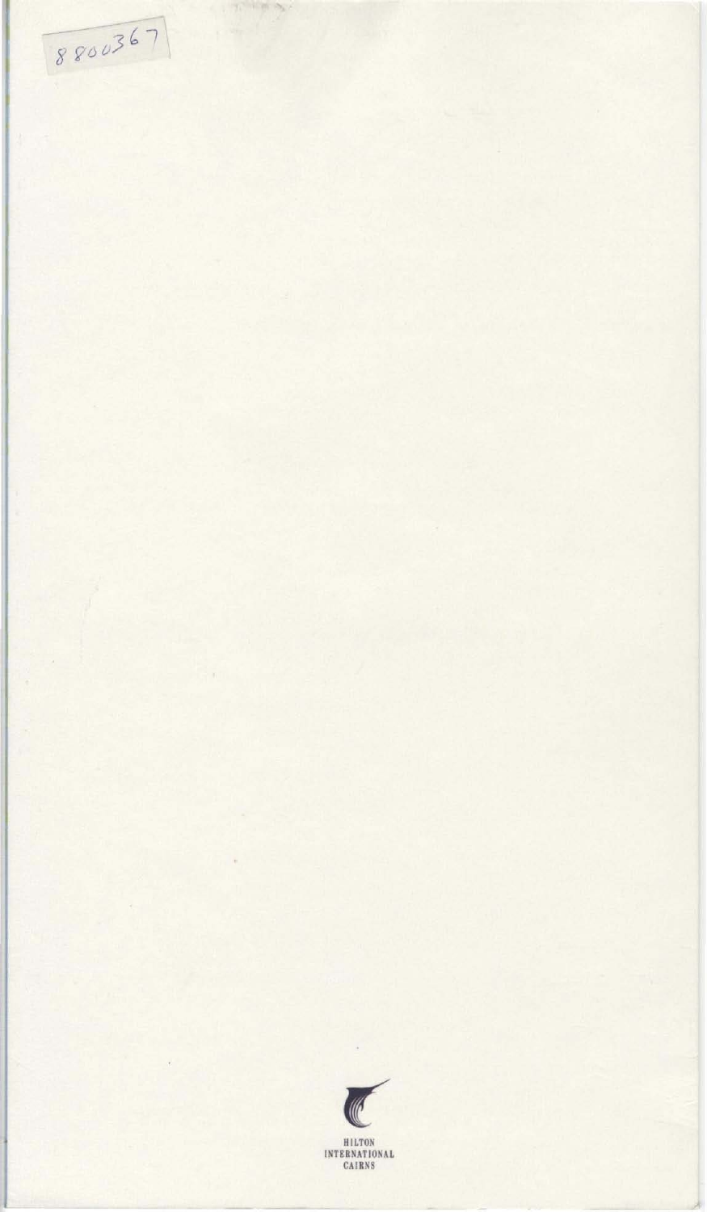8800367

HILTON
INTERNATIONAL
CAIRNS